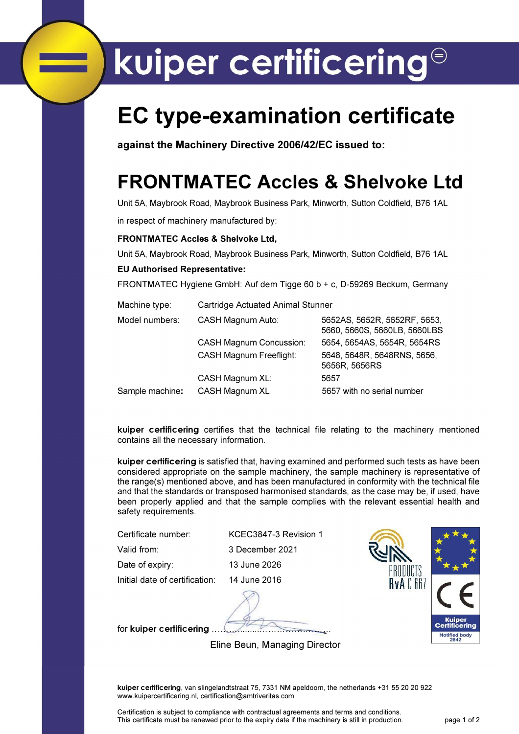# kuiper certificering

# EC type-examination certificate

**against the Machinery Directive 2006/42/EC issued to:**

# FRONTMATEC Accles & Shelvoke Ltd

Unit 5A, Maybrook Road, Maybrook Business Park, Minworth, Sutton Coldfield, B76 1AL

in respect of machinery manufactured by:

**FRONTMATEC Accles & Shelvoke Ltd,**

Unit 5A, Maybrook Road, Maybrook Business Park, Minworth, Sutton Coldfield, B76 1AL

**EU Authorised Representative:**

FRONTMATEC Hygiene GmbH: Auf dem Tigge 60 b + c, D-59269 Beckum, Germany

| | | |
|---|---|---|
| Machine type: | Cartridge Actuated Animal Stunner | |
| Model numbers: | CASH Magnum Auto: | 5652AS, 5652R, 5652RF, 5653, 5660, 5660S, 5660LB, 5660LBS |
| | CASH Magnum Concussion: | 5654, 5654AS, 5654R, 5654RS |
| | CASH Magnum Freeflight: | 5648, 5648R, 5648RNS, 5656, 5656R, 5656RS |
| | CASH Magnum XL: | 5657 |
| Sample machine**:** | CASH Magnum XL | 5657 with no serial number |

**kuiper certificering** certifies that the technical file relating to the machinery mentioned contains all the necessary information.

**kuiper certificering** is satisfied that, having examined and performed such tests as have been considered appropriate on the sample machinery, the sample machinery is representative of the range(s) mentioned above, and has been manufactured in conformity with the technical file and that the standards or transposed harmonised standards, as the case may be, if used, have been properly applied and that the sample complies with the relevant essential health and safety requirements.

| | |
|---|---|
| Certificate number: | KCEC3847-3 Revision 1 |
| Valid from: | 3 December 2021 |
| Date of expiry: | 13 June 2026 |
| Initial date of certification: | 14 June 2016 |

RvA PRODUCTS RvA C 667

CE Kuiper Certificering Notified body 2842

for **kuiper certificering** ………………………………

Eline Beun, Managing Director

**kuiper certificering**, van slingelandtstraat 75, 7331 NM apeldoorn, the netherlands +31 55 20 20 922
www.kuipercertificering.nl, certification@amtriveritas.com

Certification is subject to compliance with contractual agreements and terms and conditions.
This certificate must be renewed prior to the expiry date if the machinery is still in production.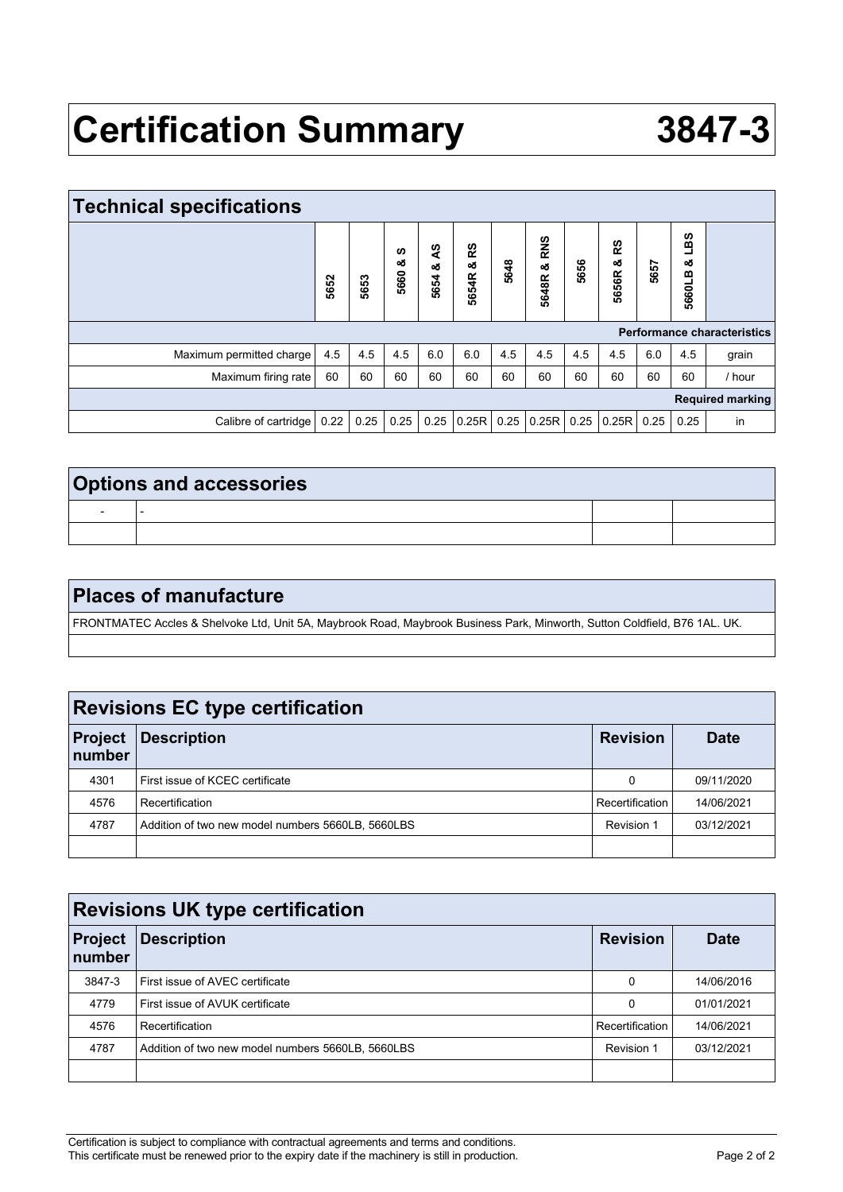# Certification Summary 3847-3

## Technical specifications

| | 5652 | 5653 | 5660 & S | 5654 & AS | 5654R & RS | 5648 | 5648R & RNS | 5656 | 5656R & RS | 5657 | 5660LB & LBS | |
|---|---|---|---|---|---|---|---|---|---|---|---|---|
| **Performance characteristics** | | | | | | | | | | | | |
| Maximum permitted charge | 4.5 | 4.5 | 4.5 | 6.0 | 6.0 | 4.5 | 4.5 | 4.5 | 4.5 | 6.0 | 4.5 | grain |
| Maximum firing rate | 60 | 60 | 60 | 60 | 60 | 60 | 60 | 60 | 60 | 60 | 60 | / hour |
| **Required marking** | | | | | | | | | | | | |
| Calibre of cartridge | 0.22 | 0.25 | 0.25 | 0.25 | 0.25R | 0.25 | 0.25R | 0.25 | 0.25R | 0.25 | 0.25 | in |

## Options and accessories

| | | | |
|---|---|---|---|
| - | - | | |
| | | | |

## Places of manufacture

FRONTMATEC Accles & Shelvoke Ltd, Unit 5A, Maybrook Road, Maybrook Business Park, Minworth, Sutton Coldfield, B76 1AL. UK.

## Revisions EC type certification

| Project number | Description | Revision | Date |
|---|---|---|---|
| 4301 | First issue of KCEC certificate | 0 | 09/11/2020 |
| 4576 | Recertification | Recertification | 14/06/2021 |
| 4787 | Addition of two new model numbers 5660LB, 5660LBS | Revision 1 | 03/12/2021 |
| | | | |

## Revisions UK type certification

| Project number | Description | Revision | Date |
|---|---|---|---|
| 3847-3 | First issue of AVEC certificate | 0 | 14/06/2016 |
| 4779 | First issue of AVUK certificate | 0 | 01/01/2021 |
| 4576 | Recertification | Recertification | 14/06/2021 |
| 4787 | Addition of two new model numbers 5660LB, 5660LBS | Revision 1 | 03/12/2021 |
| | | | |

Certification is subject to compliance with contractual agreements and terms and conditions.
This certificate must be renewed prior to the expiry date if the machinery is still in production.